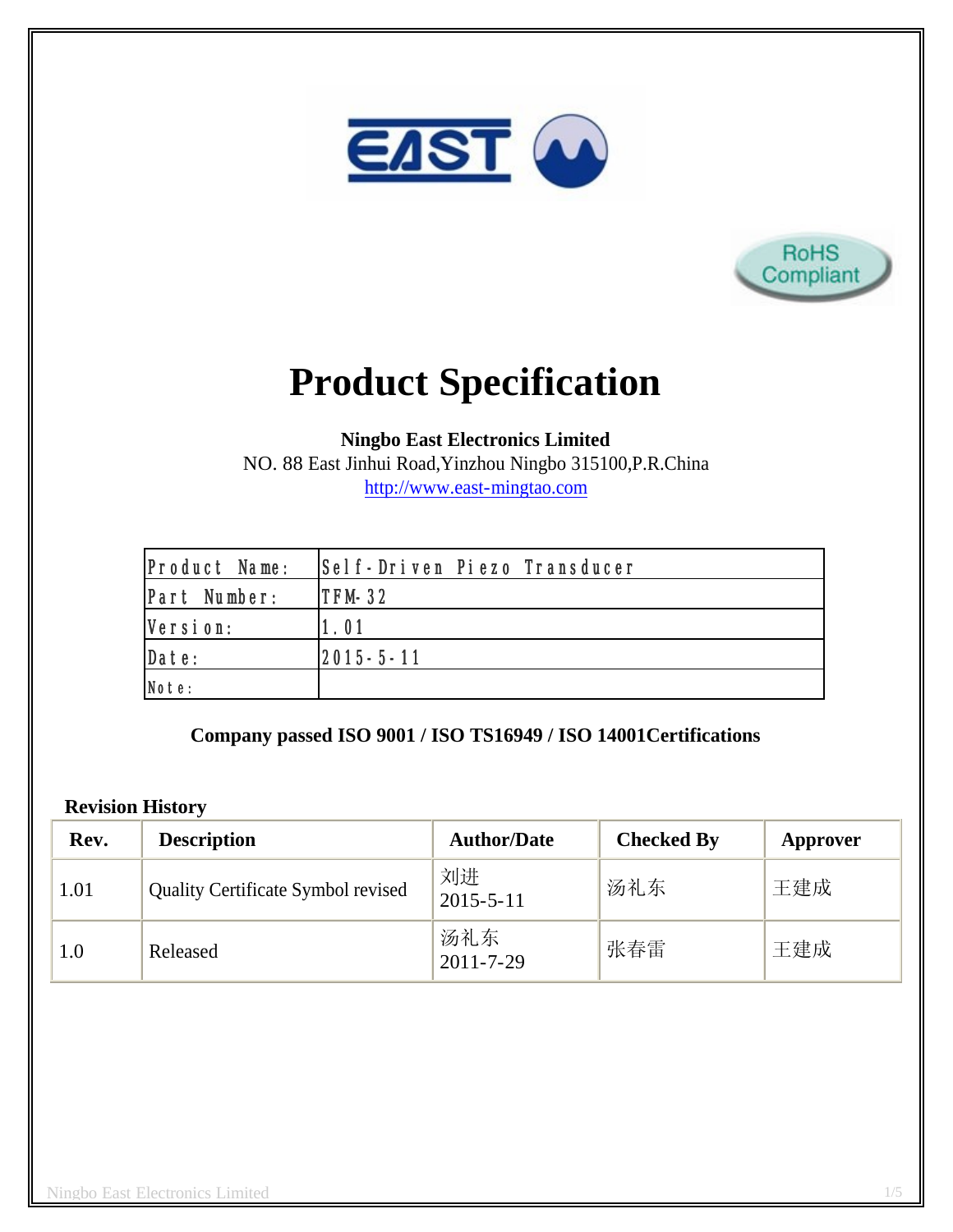EAST

RoHS Compliant

# Product Specification

**Ningbo East Electronics Limited**
NO. 88 East Jinhui Road,Yinzhou Ningbo 315100,P.R.China
http://www.east-mingtao.com

| Product Name: | Self-Driven Piezo Transducer |
|---|---|
| Part Number: | TFM-32 |
| Version: | 1.01 |
| Date: | 2015-5-11 |
| Note: | |

**Company passed ISO 9001 / ISO TS16949 / ISO 14001Certifications**

**Revision History**

| Rev. | Description | Author/Date | Checked By | Approver |
|---|---|---|---|---|
| 1.01 | Quality Certificate Symbol revised | 刘进 2015-5-11 | 汤礼东 | 王建成 |
| 1.0 | Released | 汤礼东 2011-7-29 | 张春雷 | 王建成 |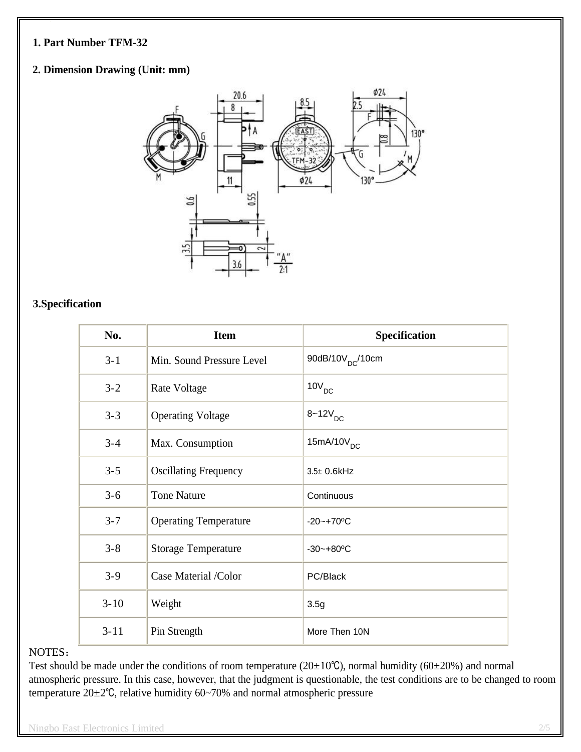**1. Part Number TFM-32**

**2. Dimension Drawing (Unit: mm)**

**3.Specification**

| No. | Item | Specification |
|---|---|---|
| 3-1 | Min. Sound Pressure Level | 90dB/10$V_{DC}$/10cm |
| 3-2 | Rate Voltage | 10$V_{DC}$ |
| 3-3 | Operating Voltage | 8~12$V_{DC}$ |
| 3-4 | Max. Consumption | 15mA/10$V_{DC}$ |
| 3-5 | Oscillating Frequency | 3.5± 0.6kHz |
| 3-6 | Tone Nature | Continuous |
| 3-7 | Operating Temperature | -20~+70ºC |
| 3-8 | Storage Temperature | -30~+80ºC |
| 3-9 | Case Material /Color | PC/Black |
| 3-10 | Weight | 3.5g |
| 3-11 | Pin Strength | More Then 10N |

NOTES：
Test should be made under the conditions of room temperature (20±10℃), normal humidity (60±20%) and normal atmospheric pressure. In this case, however, that the judgment is questionable, the test conditions are to be changed to room temperature 20±2℃, relative humidity 60~70% and normal atmospheric pressure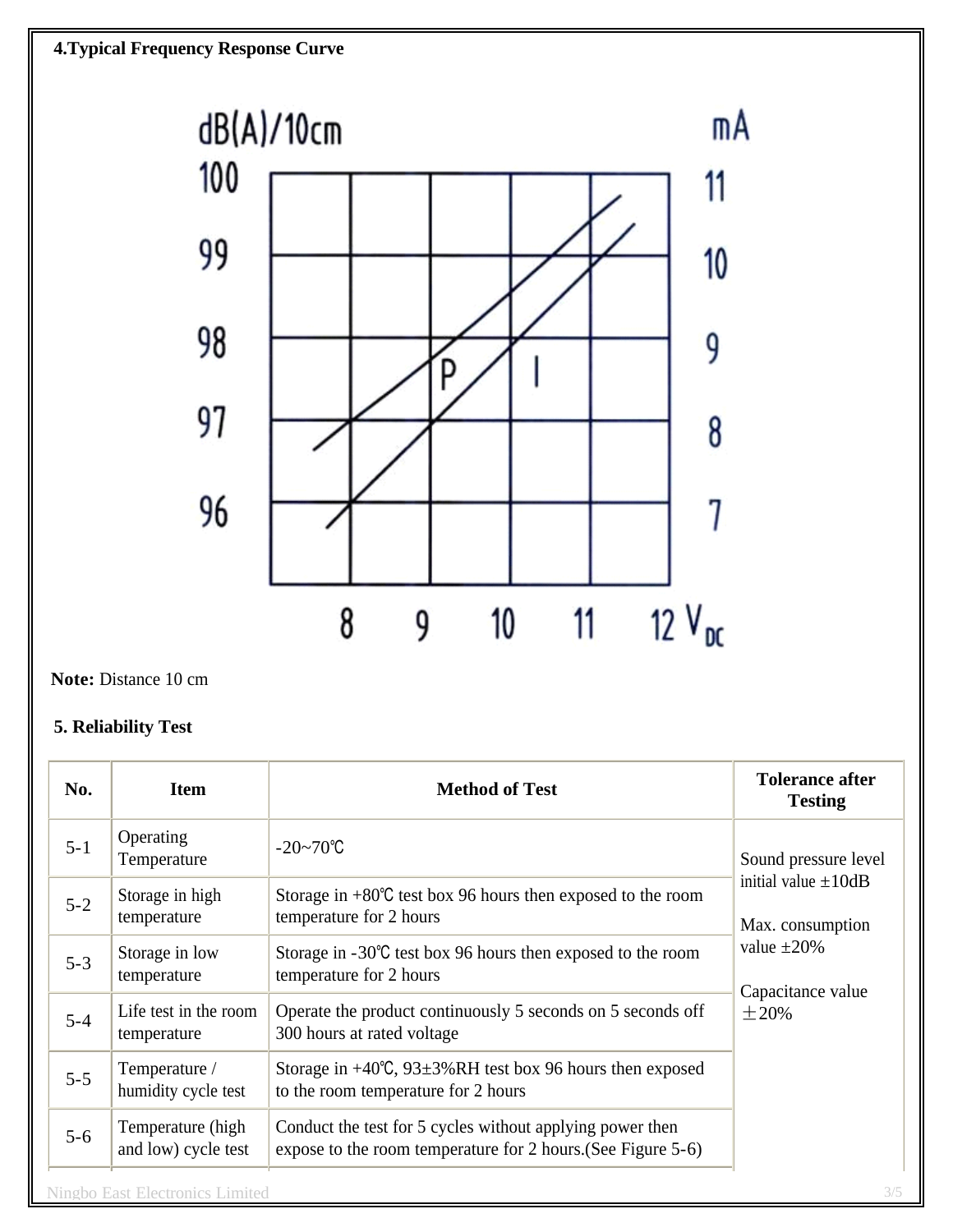### 4.Typical Frequency Response Curve

**Note:** Distance 10 cm

### 5. Reliability Test

| No. | Item | Method of Test | Tolerance after Testing |
|---|---|---|---|
| 5-1 | Operating Temperature | -20~70℃ | Sound pressure level initial value ±10dB<br><br>Max. consumption value ±20%<br><br>Capacitance value ±20% |
| 5-2 | Storage in high temperature | Storage in +80℃ test box 96 hours then exposed to the room temperature for 2 hours | |
| 5-3 | Storage in low temperature | Storage in -30℃ test box 96 hours then exposed to the room temperature for 2 hours | |
| 5-4 | Life test in the room temperature | Operate the product continuously 5 seconds on 5 seconds off 300 hours at rated voltage | |
| 5-5 | Temperature / humidity cycle test | Storage in +40℃, 93±3%RH test box 96 hours then exposed to the room temperature for 2 hours | |
| 5-6 | Temperature (high and low) cycle test | Conduct the test for 5 cycles without applying power then expose to the room temperature for 2 hours.(See Figure 5-6) | |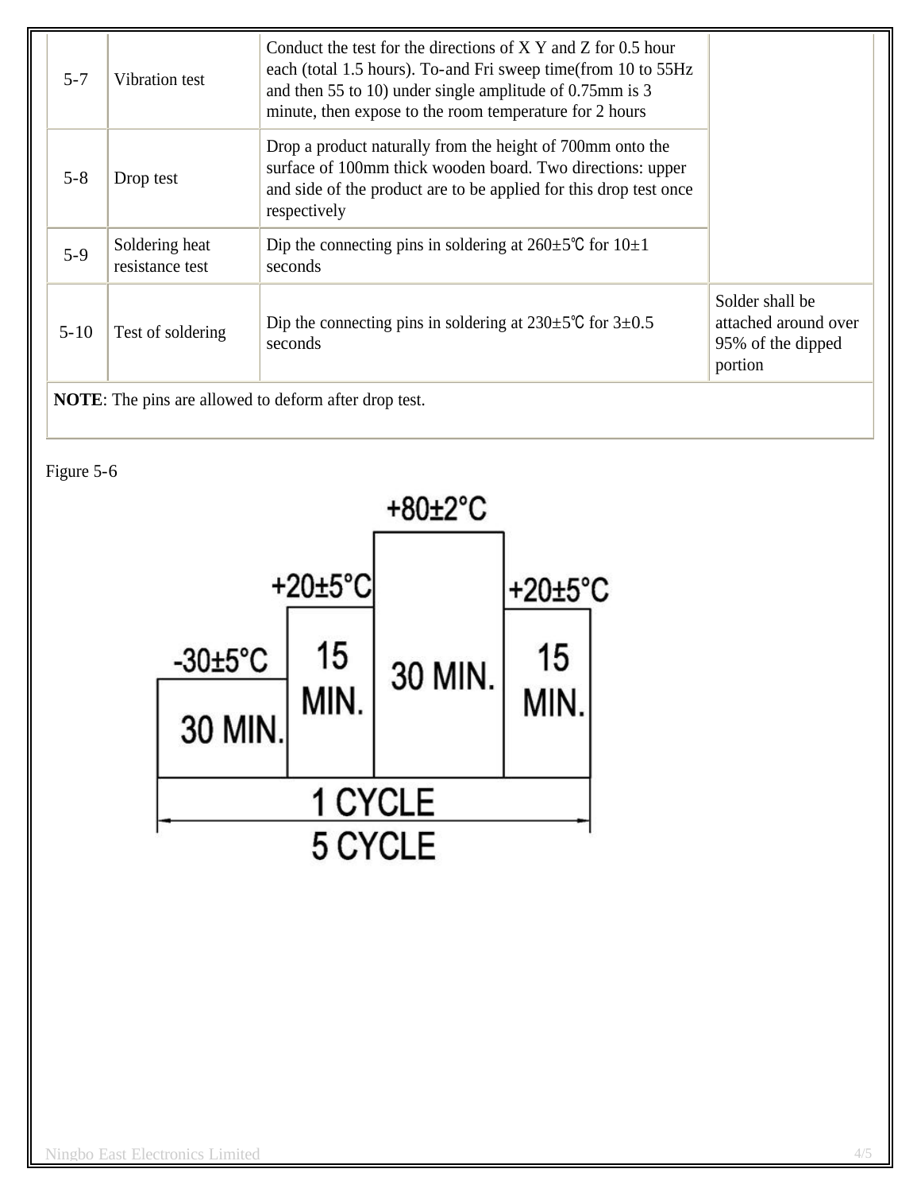| | | | |
|---|---|---|---|
| 5-7 | Vibration test | Conduct the test for the directions of X Y and Z for 0.5 hour each (total 1.5 hours). To-and Fri sweep time(from 10 to 55Hz and then 55 to 10) under single amplitude of 0.75mm is 3 minute, then expose to the room temperature for 2 hours | |
| 5-8 | Drop test | Drop a product naturally from the height of 700mm onto the surface of 100mm thick wooden board. Two directions: upper and side of the product are to be applied for this drop test once respectively | |
| 5-9 | Soldering heat resistance test | Dip the connecting pins in soldering at 260±5℃ for 10±1 seconds | |
| 5-10 | Test of soldering | Dip the connecting pins in soldering at 230±5℃ for 3±0.5 seconds | Solder shall be attached around over 95% of the dipped portion |
| **NOTE**: The pins are allowed to deform after drop test. | | | |

Figure 5-6

| -30±5°C | +20±5°C | +80±2°C | +20±5°C |
|---|---|---|---|
| 30 MIN. | 15 MIN. | 30 MIN. | 15 MIN. |

1 CYCLE

5 CYCLE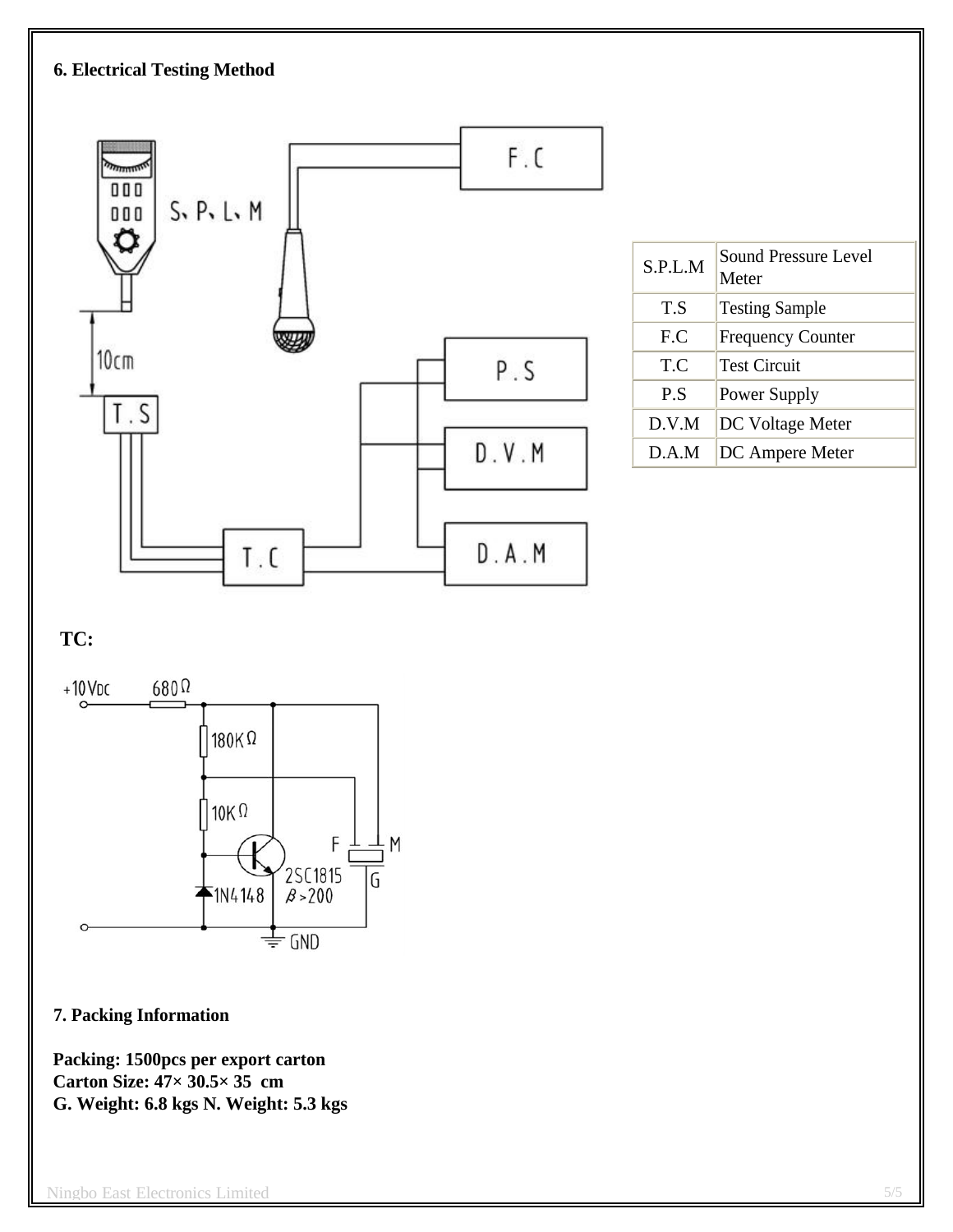## 6. Electrical Testing Method

S、P、L、M

10cm

T . S

F . C

P . S

D . V . M

T . C

D . A . M

| S.P.L.M | Sound Pressure Level Meter |
|---|---|
| T.S | Testing Sample |
| F.C | Frequency Counter |
| T.C | Test Circuit |
| P.S | Power Supply |
| D.V.M | DC Voltage Meter |
| D.A.M | DC Ampere Meter |

**TC:**

+10VDC

680Ω

180KΩ

10KΩ

F

M

G

2SC1815

β>200

1N4148

GND

## 7. Packing Information

**Packing: 1500pcs per export carton**
**Carton Size: 47× 30.5× 35 cm**
**G. Weight: 6.8 kgs N. Weight: 5.3 kgs**

Ningbo East Electronics Limited